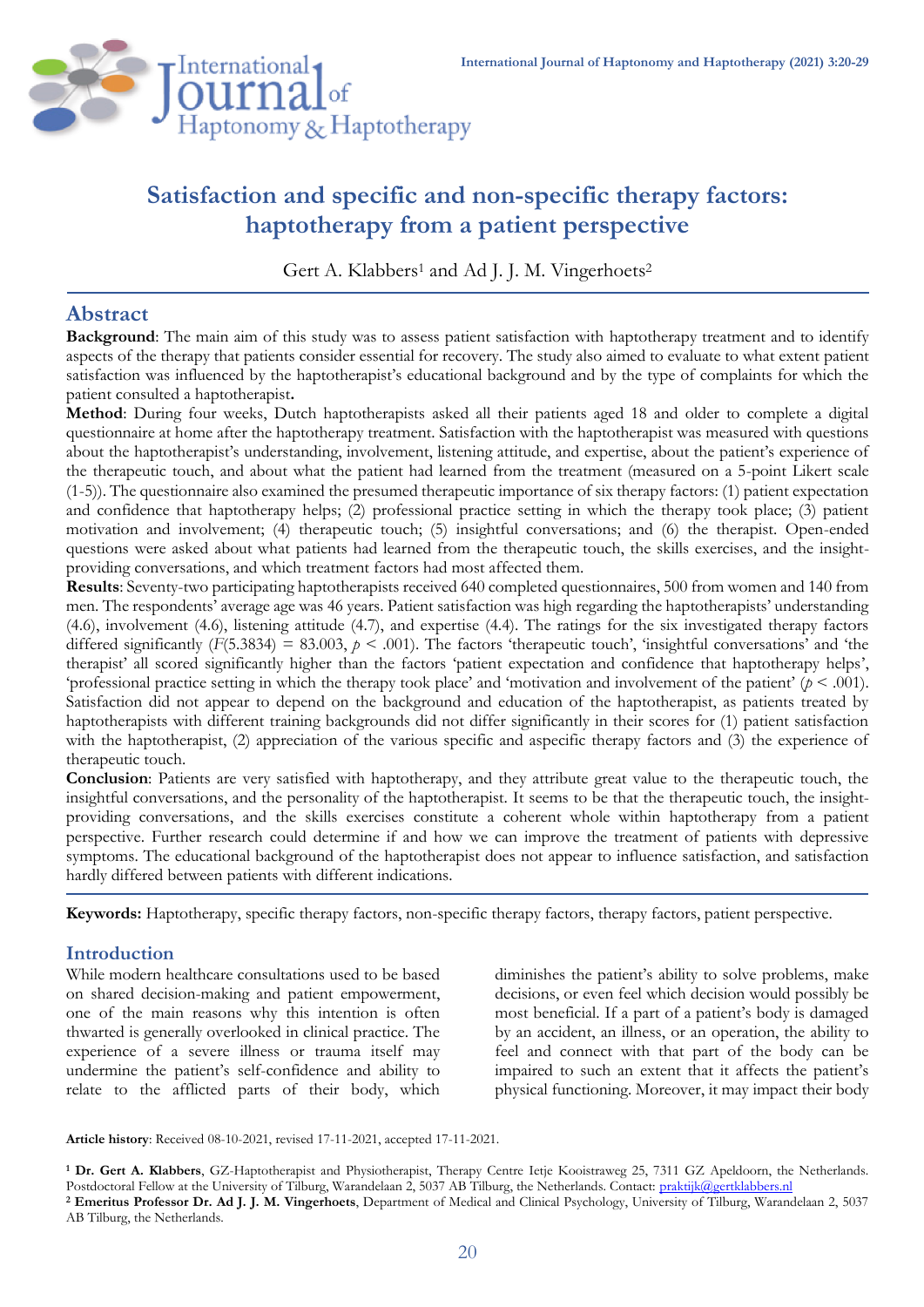# Satisfaction and specific and non-specific therapy factors: haptotherapy from a patient perspective

Gert A. Klabbers[1] and Ad J. J. M. Vingerhoets[2]

## Abstract

**Background**: The main aim of this study was to assess patient satisfaction with haptotherapy treatment and to identify aspects of the therapy that patients consider essential for recovery. The study also aimed to evaluate to what extent patient satisfaction was influenced by the haptotherapist's educational background and by the type of complaints for which the patient consulted a haptotherapist**.**

**Method**: During four weeks, Dutch haptotherapists asked all their patients aged 18 and older to complete a digital questionnaire at home after the haptotherapy treatment. Satisfaction with the haptotherapist was measured with questions about the haptotherapist's understanding, involvement, listening attitude, and expertise, about the patient's experience of the therapeutic touch, and about what the patient had learned from the treatment (measured on a 5-point Likert scale (1-5)). The questionnaire also examined the presumed therapeutic importance of six therapy factors: (1) patient expectation and confidence that haptotherapy helps; (2) professional practice setting in which the therapy took place; (3) patient motivation and involvement; (4) therapeutic touch; (5) insightful conversations; and (6) the therapist. Open-ended questions were asked about what patients had learned from the therapeutic touch, the skills exercises, and the insight-providing conversations, and which treatment factors had most affected them.

**Results**: Seventy-two participating haptotherapists received 640 completed questionnaires, 500 from women and 140 from men. The respondents' average age was 46 years. Patient satisfaction was high regarding the haptotherapists' understanding (4.6), involvement (4.6), listening attitude (4.7), and expertise (4.4). The ratings for the six investigated therapy factors differed significantly ($F(5.3834) = 83.003$, $p < .001$). The factors 'therapeutic touch', 'insightful conversations' and 'the therapist' all scored significantly higher than the factors 'patient expectation and confidence that haptotherapy helps', 'professional practice setting in which the therapy took place' and 'motivation and involvement of the patient' ($p < .001$). Satisfaction did not appear to depend on the background and education of the haptotherapist, as patients treated by haptotherapists with different training backgrounds did not differ significantly in their scores for (1) patient satisfaction with the haptotherapist, (2) appreciation of the various specific and aspecific therapy factors and (3) the experience of therapeutic touch.

**Conclusion**: Patients are very satisfied with haptotherapy, and they attribute great value to the therapeutic touch, the insightful conversations, and the personality of the haptotherapist. It seems to be that the therapeutic touch, the insight-providing conversations, and the skills exercises constitute a coherent whole within haptotherapy from a patient perspective. Further research could determine if and how we can improve the treatment of patients with depressive symptoms. The educational background of the haptotherapist does not appear to influence satisfaction, and satisfaction hardly differed between patients with different indications.

**Keywords:** Haptotherapy, specific therapy factors, non-specific therapy factors, therapy factors, patient perspective.

## Introduction

While modern healthcare consultations used to be based on shared decision-making and patient empowerment, one of the main reasons why this intention is often thwarted is generally overlooked in clinical practice. The experience of a severe illness or trauma itself may undermine the patient's self-confidence and ability to relate to the afflicted parts of their body, which diminishes the patient's ability to solve problems, make decisions, or even feel which decision would possibly be most beneficial. If a part of a patient's body is damaged by an accident, an illness, or an operation, the ability to feel and connect with that part of the body can be impaired to such an extent that it affects the patient's physical functioning. Moreover, it may impact their body

**Article history**: Received 08-10-2021, revised 17-11-2021, accepted 17-11-2021.

[1] **Dr. Gert A. Klabbers**, GZ-Haptotherapist and Physiotherapist, Therapy Centre Ietje Kooistraweg 25, 7311 GZ Apeldoorn, the Netherlands. Postdoctoral Fellow at the University of Tilburg, Warandelaan 2, 5037 AB Tilburg, the Netherlands. Contact: praktijk@gertklabbers.nl

[2] **Emeritus Professor Dr. Ad J. J. M. Vingerhoets**, Department of Medical and Clinical Psychology, University of Tilburg, Warandelaan 2, 5037 AB Tilburg, the Netherlands.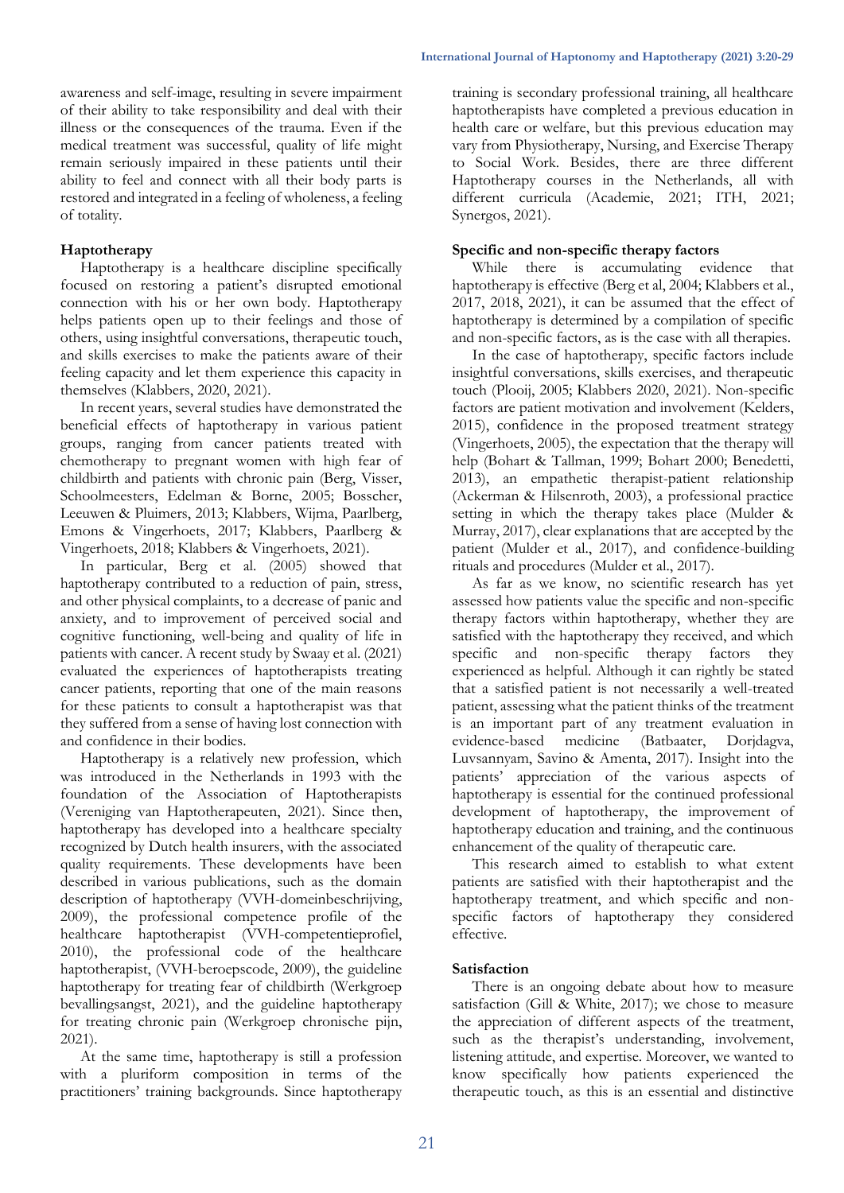awareness and self-image, resulting in severe impairment of their ability to take responsibility and deal with their illness or the consequences of the trauma. Even if the medical treatment was successful, quality of life might remain seriously impaired in these patients until their ability to feel and connect with all their body parts is restored and integrated in a feeling of wholeness, a feeling of totality.

**Haptotherapy**

Haptotherapy is a healthcare discipline specifically focused on restoring a patient's disrupted emotional connection with his or her own body. Haptotherapy helps patients open up to their feelings and those of others, using insightful conversations, therapeutic touch, and skills exercises to make the patients aware of their feeling capacity and let them experience this capacity in themselves (Klabbers, 2020, 2021).

In recent years, several studies have demonstrated the beneficial effects of haptotherapy in various patient groups, ranging from cancer patients treated with chemotherapy to pregnant women with high fear of childbirth and patients with chronic pain (Berg, Visser, Schoolmeesters, Edelman & Borne, 2005; Bosscher, Leeuwen & Pluimers, 2013; Klabbers, Wijma, Paarlberg, Emons & Vingerhoets, 2017; Klabbers, Paarlberg & Vingerhoets, 2018; Klabbers & Vingerhoets, 2021).

In particular, Berg et al. (2005) showed that haptotherapy contributed to a reduction of pain, stress, and other physical complaints, to a decrease of panic and anxiety, and to improvement of perceived social and cognitive functioning, well-being and quality of life in patients with cancer. A recent study by Swaay et al. (2021) evaluated the experiences of haptotherapists treating cancer patients, reporting that one of the main reasons for these patients to consult a haptotherapist was that they suffered from a sense of having lost connection with and confidence in their bodies.

Haptotherapy is a relatively new profession, which was introduced in the Netherlands in 1993 with the foundation of the Association of Haptotherapists (Vereniging van Haptotherapeuten, 2021). Since then, haptotherapy has developed into a healthcare specialty recognized by Dutch health insurers, with the associated quality requirements. These developments have been described in various publications, such as the domain description of haptotherapy (VVH-domeinbeschrijving, 2009), the professional competence profile of the healthcare haptotherapist (VVH-competentieprofiel, 2010), the professional code of the healthcare haptotherapist, (VVH-beroepscode, 2009), the guideline haptotherapy for treating fear of childbirth (Werkgroep bevallingsangst, 2021), and the guideline haptotherapy for treating chronic pain (Werkgroep chronische pijn, 2021).

At the same time, haptotherapy is still a profession with a pluriform composition in terms of the practitioners' training backgrounds. Since haptotherapy training is secondary professional training, all healthcare haptotherapists have completed a previous education in health care or welfare, but this previous education may vary from Physiotherapy, Nursing, and Exercise Therapy to Social Work. Besides, there are three different Haptotherapy courses in the Netherlands, all with different curricula (Academie, 2021; ITH, 2021; Synergos, 2021).

**Specific and non-specific therapy factors**

While there is accumulating evidence that haptotherapy is effective (Berg et al, 2004; Klabbers et al., 2017, 2018, 2021), it can be assumed that the effect of haptotherapy is determined by a compilation of specific and non-specific factors, as is the case with all therapies.

In the case of haptotherapy, specific factors include insightful conversations, skills exercises, and therapeutic touch (Plooij, 2005; Klabbers 2020, 2021). Non-specific factors are patient motivation and involvement (Kelders, 2015), confidence in the proposed treatment strategy (Vingerhoets, 2005), the expectation that the therapy will help (Bohart & Tallman, 1999; Bohart 2000; Benedetti, 2013), an empathetic therapist-patient relationship (Ackerman & Hilsenroth, 2003), a professional practice setting in which the therapy takes place (Mulder & Murray, 2017), clear explanations that are accepted by the patient (Mulder et al., 2017), and confidence-building rituals and procedures (Mulder et al., 2017).

As far as we know, no scientific research has yet assessed how patients value the specific and non-specific therapy factors within haptotherapy, whether they are satisfied with the haptotherapy they received, and which specific and non-specific therapy factors they experienced as helpful. Although it can rightly be stated that a satisfied patient is not necessarily a well-treated patient, assessing what the patient thinks of the treatment is an important part of any treatment evaluation in evidence-based medicine (Batbaater, Dorjdagva, Luvsannyam, Savino & Amenta, 2017). Insight into the patients' appreciation of the various aspects of haptotherapy is essential for the continued professional development of haptotherapy, the improvement of haptotherapy education and training, and the continuous enhancement of the quality of therapeutic care.

This research aimed to establish to what extent patients are satisfied with their haptotherapist and the haptotherapy treatment, and which specific and non-specific factors of haptotherapy they considered effective.

**Satisfaction**

There is an ongoing debate about how to measure satisfaction (Gill & White, 2017); we chose to measure the appreciation of different aspects of the treatment, such as the therapist's understanding, involvement, listening attitude, and expertise. Moreover, we wanted to know specifically how patients experienced the therapeutic touch, as this is an essential and distinctive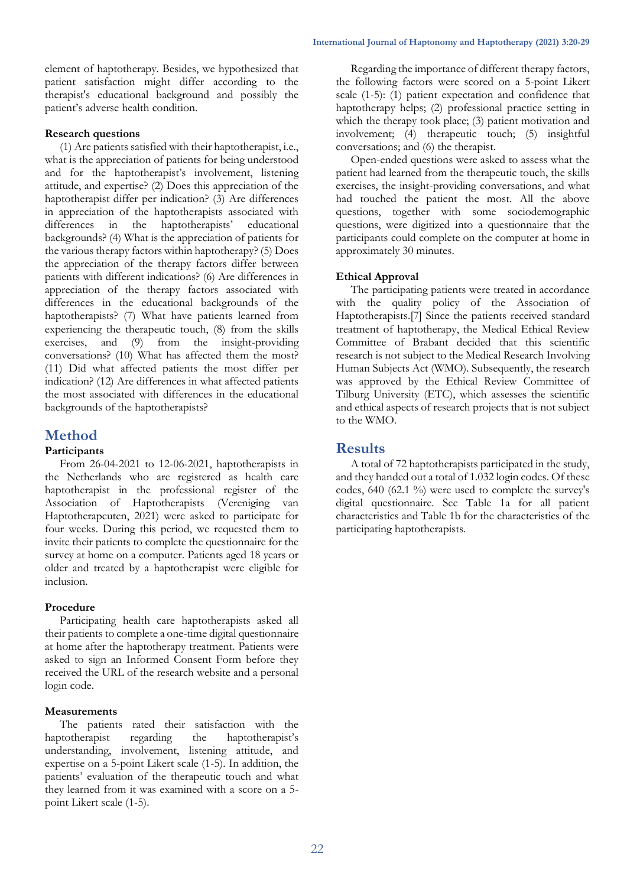element of haptotherapy. Besides, we hypothesized that patient satisfaction might differ according to the therapist's educational background and possibly the patient's adverse health condition.

### Research questions

(1) Are patients satisfied with their haptotherapist, i.e., what is the appreciation of patients for being understood and for the haptotherapist's involvement, listening attitude, and expertise? (2) Does this appreciation of the haptotherapist differ per indication? (3) Are differences in appreciation of the haptotherapists associated with differences in the haptotherapists' educational backgrounds? (4) What is the appreciation of patients for the various therapy factors within haptotherapy? (5) Does the appreciation of the therapy factors differ between patients with different indications? (6) Are differences in appreciation of the therapy factors associated with differences in the educational backgrounds of the haptotherapists? (7) What have patients learned from experiencing the therapeutic touch, (8) from the skills exercises, and (9) from the insight-providing conversations? (10) What has affected them the most? (11) Did what affected patients the most differ per indication? (12) Are differences in what affected patients the most associated with differences in the educational backgrounds of the haptotherapists?

## Method

### Participants

From 26-04-2021 to 12-06-2021, haptotherapists in the Netherlands who are registered as health care haptotherapist in the professional register of the Association of Haptotherapists (Vereniging van Haptotherapeuten, 2021) were asked to participate for four weeks. During this period, we requested them to invite their patients to complete the questionnaire for the survey at home on a computer. Patients aged 18 years or older and treated by a haptotherapist were eligible for inclusion.

### Procedure

Participating health care haptotherapists asked all their patients to complete a one-time digital questionnaire at home after the haptotherapy treatment. Patients were asked to sign an Informed Consent Form before they received the URL of the research website and a personal login code.

### Measurements

The patients rated their satisfaction with the haptotherapist regarding the haptotherapist's understanding, involvement, listening attitude, and expertise on a 5-point Likert scale (1-5). In addition, the patients' evaluation of the therapeutic touch and what they learned from it was examined with a score on a 5-point Likert scale (1-5).

Regarding the importance of different therapy factors, the following factors were scored on a 5-point Likert scale (1-5): (1) patient expectation and confidence that haptotherapy helps; (2) professional practice setting in which the therapy took place; (3) patient motivation and involvement; (4) therapeutic touch; (5) insightful conversations; and (6) the therapist.

Open-ended questions were asked to assess what the patient had learned from the therapeutic touch, the skills exercises, the insight-providing conversations, and what had touched the patient the most. All the above questions, together with some sociodemographic questions, were digitized into a questionnaire that the participants could complete on the computer at home in approximately 30 minutes.

### Ethical Approval

The participating patients were treated in accordance with the quality policy of the Association of Haptotherapists.[7] Since the patients received standard treatment of haptotherapy, the Medical Ethical Review Committee of Brabant decided that this scientific research is not subject to the Medical Research Involving Human Subjects Act (WMO). Subsequently, the research was approved by the Ethical Review Committee of Tilburg University (ETC), which assesses the scientific and ethical aspects of research projects that is not subject to the WMO.

## Results

A total of 72 haptotherapists participated in the study, and they handed out a total of 1.032 login codes. Of these codes, 640 (62.1 %) were used to complete the survey's digital questionnaire. See Table 1a for all patient characteristics and Table 1b for the characteristics of the participating haptotherapists.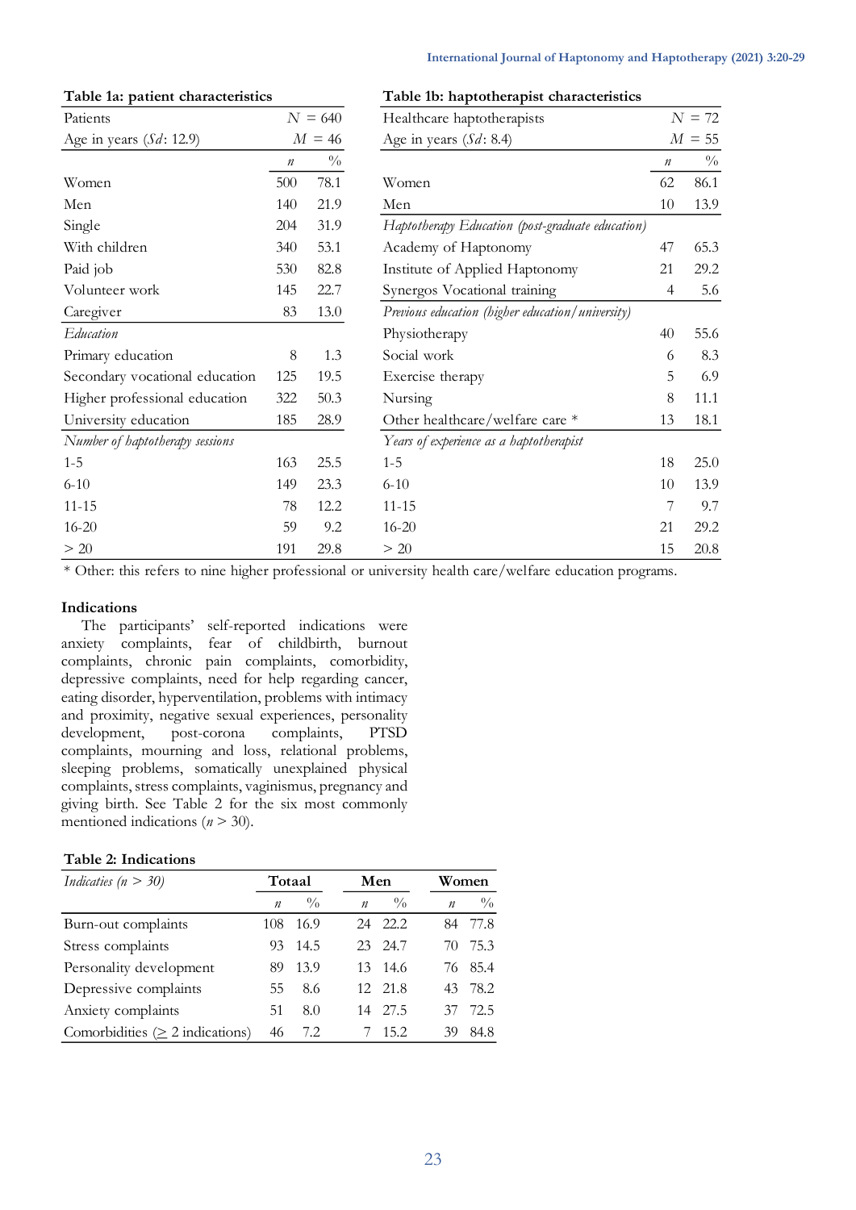**Table 1a: patient characteristics**

| Patients | $N$ = 640 | |
|---|---|---|
| Age in years (*Sd*: 12.9) | $M$ = 46 | |
| | *n* | % |
| Women | 500 | 78.1 |
| Men | 140 | 21.9 |
| Single | 204 | 31.9 |
| With children | 340 | 53.1 |
| Paid job | 530 | 82.8 |
| Volunteer work | 145 | 22.7 |
| Caregiver | 83 | 13.0 |
| *Education* | | |
| Primary education | 8 | 1.3 |
| Secondary vocational education | 125 | 19.5 |
| Higher professional education | 322 | 50.3 |
| University education | 185 | 28.9 |
| *Number of haptotherapy sessions* | | |
| 1-5 | 163 | 25.5 |
| 6-10 | 149 | 23.3 |
| 11-15 | 78 | 12.2 |
| 16-20 | 59 | 9.2 |
| > 20 | 191 | 29.8 |

**Table 1b: haptotherapist characteristics**

| Healthcare haptotherapists | $N$ = 72 | |
|---|---|---|
| Age in years (*Sd*: 8.4) | $M$ = 55 | |
| | *n* | % |
| Women | 62 | 86.1 |
| Men | 10 | 13.9 |
| *Haptotherapy Education (post-graduate education)* | | |
| Academy of Haptonomy | 47 | 65.3 |
| Institute of Applied Haptonomy | 21 | 29.2 |
| Synergos Vocational training | 4 | 5.6 |
| *Previous education (higher education/university)* | | |
| Physiotherapy | 40 | 55.6 |
| Social work | 6 | 8.3 |
| Exercise therapy | 5 | 6.9 |
| Nursing | 8 | 11.1 |
| Other healthcare/welfare care * | 13 | 18.1 |
| *Years of experience as a haptotherapist* | | |
| 1-5 | 18 | 25.0 |
| 6-10 | 10 | 13.9 |
| 11-15 | 7 | 9.7 |
| 16-20 | 21 | 29.2 |
| > 20 | 15 | 20.8 |

* Other: this refers to nine higher professional or university health care/welfare education programs.

### Indications

The participants' self-reported indications were anxiety complaints, fear of childbirth, burnout complaints, chronic pain complaints, comorbidity, depressive complaints, need for help regarding cancer, eating disorder, hyperventilation, problems with intimacy and proximity, negative sexual experiences, personality development, post-corona complaints, PTSD complaints, mourning and loss, relational problems, sleeping problems, somatically unexplained physical complaints, stress complaints, vaginismus, pregnancy and giving birth. See Table 2 for the six most commonly mentioned indications ($n$ > 30).

**Table 2: Indications**

| *Indicaties (n > 30)* | Totaal | | Men | | Women | |
|---|---|---|---|---|---|---|
| | *n* | % | *n* | % | *n* | % |
| Burn-out complaints | 108 | 16.9 | 24 | 22.2 | 84 | 77.8 |
| Stress complaints | 93 | 14.5 | 23 | 24.7 | 70 | 75.3 |
| Personality development | 89 | 13.9 | 13 | 14.6 | 76 | 85.4 |
| Depressive complaints | 55 | 8.6 | 12 | 21.8 | 43 | 78.2 |
| Anxiety complaints | 51 | 8.0 | 14 | 27.5 | 37 | 72.5 |
| Comorbidities (≥ 2 indications) | 46 | 7.2 | 7 | 15.2 | 39 | 84.8 |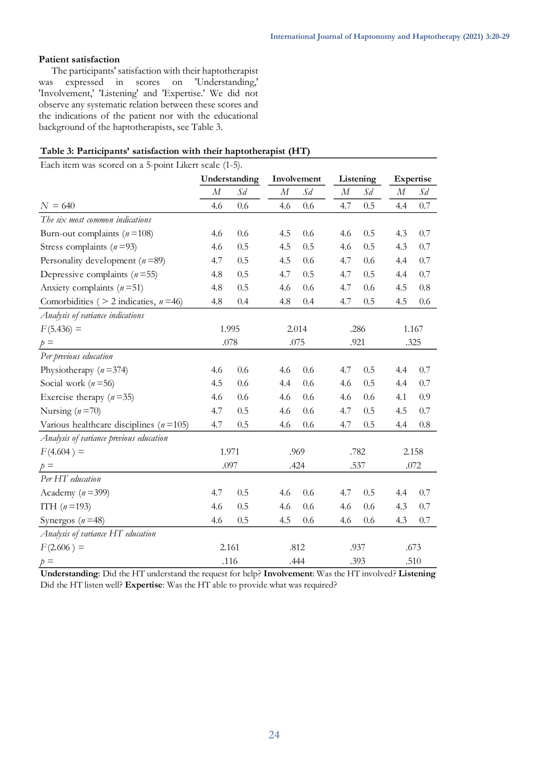### Patient satisfaction

The participants' satisfaction with their haptotherapist was expressed in scores on 'Understanding,' 'Involvement,' 'Listening' and 'Expertise.' We did not observe any systematic relation between these scores and the indications of the patient nor with the educational background of the haptotherapists, see Table 3.

**Table 3: Participants' satisfaction with their haptotherapist (HT)**

Each item was scored on a 5-point Likert scale (1-5).

| | Understanding | | Involvement | | Listening | | Expertise | |
|---|---|---|---|---|---|---|---|---|
| | *M* | *Sd* | *M* | *Sd* | *M* | *Sd* | *M* | *Sd* |
| $N = 640$ | 4.6 | 0.6 | 4.6 | 0.6 | 4.7 | 0.5 | 4.4 | 0.7 |
| *The six most common indications* | | | | | | | | |
| Burn-out complaints ($n = 108$) | 4.6 | 0.6 | 4.5 | 0.6 | 4.6 | 0.5 | 4.3 | 0.7 |
| Stress complaints ($n = 93$) | 4.6 | 0.5 | 4.5 | 0.5 | 4.6 | 0.5 | 4.3 | 0.7 |
| Personality development ($n = 89$) | 4.7 | 0.5 | 4.5 | 0.6 | 4.7 | 0.6 | 4.4 | 0.7 |
| Depressive complaints ($n = 55$) | 4.8 | 0.5 | 4.7 | 0.5 | 4.7 | 0.5 | 4.4 | 0.7 |
| Anxiety complaints ($n = 51$) | 4.8 | 0.5 | 4.6 | 0.6 | 4.7 | 0.6 | 4.5 | 0.8 |
| Comorbidities ( > 2 indicaties, $n = 46$) | 4.8 | 0.4 | 4.8 | 0.4 | 4.7 | 0.5 | 4.5 | 0.6 |
| *Analysis of variance indications* | | | | | | | | |
| $F(5.436) =$ | 1.995 | | 2.014 | | .286 | | 1.167 | |
| $p =$ | .078 | | .075 | | .921 | | .325 | |
| *Per previous education* | | | | | | | | |
| Physiotherapy ($n = 374$) | 4.6 | 0.6 | 4.6 | 0.6 | 4.7 | 0.5 | 4.4 | 0.7 |
| Social work ($n = 56$) | 4.5 | 0.6 | 4.4 | 0.6 | 4.6 | 0.5 | 4.4 | 0.7 |
| Exercise therapy ($n = 35$) | 4.6 | 0.6 | 4.6 | 0.6 | 4.6 | 0.6 | 4.1 | 0.9 |
| Nursing ($n = 70$) | 4.7 | 0.5 | 4.6 | 0.6 | 4.7 | 0.5 | 4.5 | 0.7 |
| Various healthcare disciplines ($n = 105$) | 4.7 | 0.5 | 4.6 | 0.6 | 4.7 | 0.5 | 4.4 | 0.8 |
| *Analysis of variance previous education* | | | | | | | | |
| $F(4.604) =$ | 1.971 | | .969 | | .782 | | 2.158 | |
| $p =$ | .097 | | .424 | | .537 | | .072 | |
| *Per HT education* | | | | | | | | |
| Academy ($n = 399$) | 4.7 | 0.5 | 4.6 | 0.6 | 4.7 | 0.5 | 4.4 | 0.7 |
| ITH ($n = 193$) | 4.6 | 0.5 | 4.6 | 0.6 | 4.6 | 0.6 | 4.3 | 0.7 |
| Synergos ($n = 48$) | 4.6 | 0.5 | 4.5 | 0.6 | 4.6 | 0.6 | 4.3 | 0.7 |
| *Analysis of variance HT education* | | | | | | | | |
| $F(2.606) =$ | 2.161 | | .812 | | .937 | | .673 | |
| $p =$ | .116 | | .444 | | .393 | | .510 | |

**Understanding**: Did the HT understand the request for help? **Involvement**: Was the HT involved? **Listening** Did the HT listen well? **Expertise**: Was the HT able to provide what was required?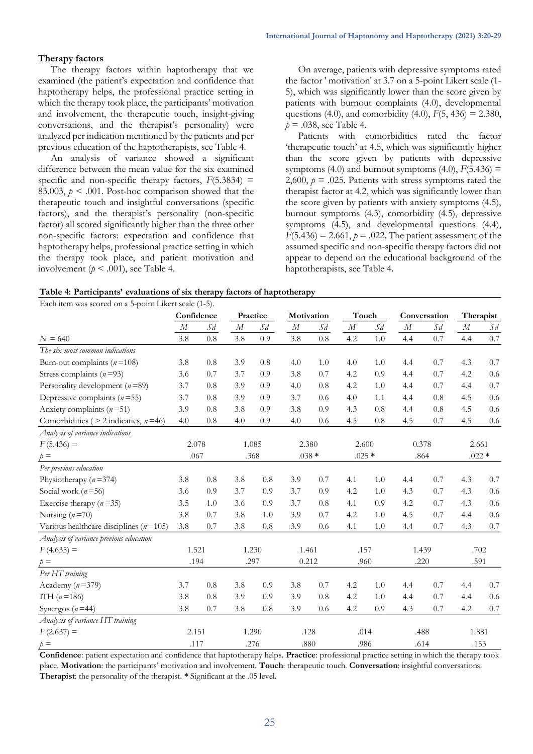### Therapy factors

The therapy factors within haptotherapy that we examined (the patient's expectation and confidence that haptotherapy helps, the professional practice setting in which the therapy took place, the participants' motivation and involvement, the therapeutic touch, insight-giving conversations, and the therapist's personality) were analyzed per indication mentioned by the patients and per previous education of the haptotherapists, see Table 4.

An analysis of variance showed a significant difference between the mean value for the six examined specific and non-specific therapy factors, $F(5.3834) = 83.003$, $p < .001$. Post-hoc comparison showed that the therapeutic touch and insightful conversations (specific factors), and the therapist's personality (non-specific factor) all scored significantly higher than the three other non-specific factors: expectation and confidence that haptotherapy helps, professional practice setting in which the therapy took place, and patient motivation and involvement ($p < .001$), see Table 4.

On average, patients with depressive symptoms rated the factor ' motivation' at 3.7 on a 5-point Likert scale (1-5), which was significantly lower than the score given by patients with burnout complaints (4.0), developmental questions (4.0), and comorbidity (4.0), $F(5, 436) = 2.380$, $p = .038$, see Table 4.

Patients with comorbidities rated the factor 'therapeutic touch' at 4.5, which was significantly higher than the score given by patients with depressive symptoms (4.0) and burnout symptoms (4.0), $F(5.436) =$ 2,600, $p = .025$. Patients with stress symptoms rated the therapist factor at 4.2, which was significantly lower than the score given by patients with anxiety symptoms (4.5), burnout symptoms (4.3), comorbidity (4.5), depressive symptoms (4.5), and developmental questions (4.4), $F(5.436) = 2.661$, $p = .022$. The patient assessment of the assumed specific and non-specific therapy factors did not appear to depend on the educational background of the haptotherapists, see Table 4.

**Table 4: Participants' evaluations of six therapy factors of haptotherapy**

Each item was scored on a 5-point Likert scale (1-5).

| | Confidence | | Practice | | Motivation | | Touch | | Conversation | | Therapist | |
|---|---|---|---|---|---|---|---|---|---|---|---|---|
| | *M* | *Sd* | *M* | *Sd* | *M* | *Sd* | *M* | *Sd* | *M* | *Sd* | *M* | *Sd* |
| *N* = 640 | 3.8 | 0.8 | 3.8 | 0.9 | 3.8 | 0.8 | 4.2 | 1.0 | 4.4 | 0.7 | 4.4 | 0.7 |
| *The six most common indications* | | | | | | | | | | | | |
| Burn-out complaints (*n* =108) | 3.8 | 0.8 | 3.9 | 0.8 | 4.0 | 1.0 | 4.0 | 1.0 | 4.4 | 0.7 | 4.3 | 0.7 |
| Stress complaints (*n* =93) | 3.6 | 0.7 | 3.7 | 0.9 | 3.8 | 0.7 | 4.2 | 0.9 | 4.4 | 0.7 | 4.2 | 0.6 |
| Personality development (*n* =89) | 3.7 | 0.8 | 3.9 | 0.9 | 4.0 | 0.8 | 4.2 | 1.0 | 4.4 | 0.7 | 4.4 | 0.7 |
| Depressive complaints (*n* =55) | 3.7 | 0.8 | 3.9 | 0.9 | 3.7 | 0.6 | 4.0 | 1.1 | 4.4 | 0.8 | 4.5 | 0.6 |
| Anxiety complaints (*n* =51) | 3.9 | 0.8 | 3.8 | 0.9 | 3.8 | 0.9 | 4.3 | 0.8 | 4.4 | 0.8 | 4.5 | 0.6 |
| Comorbidities ( > 2 indicaties, *n* =46) | 4.0 | 0.8 | 4.0 | 0.9 | 4.0 | 0.6 | 4.5 | 0.8 | 4.5 | 0.7 | 4.5 | 0.6 |
| *Analysis of variance indications* | | | | | | | | | | | | |
| *F* (5.436) = | 2.078 | | 1.085 | | 2.380 | | 2.600 | | 0.378 | | 2.661 | |
| *p* = | .067 | | .368 | | .038 * | | .025 * | | .864 | | .022 * | |
| *Per previous education* | | | | | | | | | | | | |
| Physiotherapy (*n* =374) | 3.8 | 0.8 | 3.8 | 0.8 | 3.9 | 0.7 | 4.1 | 1.0 | 4.4 | 0.7 | 4.3 | 0.7 |
| Social work (*n* =56) | 3.6 | 0.9 | 3.7 | 0.9 | 3.7 | 0.9 | 4.2 | 1.0 | 4.3 | 0.7 | 4.3 | 0.6 |
| Exercise therapy (*n* =35) | 3.5 | 1.0 | 3.6 | 0.9 | 3.7 | 0.8 | 4.1 | 0.9 | 4.2 | 0.7 | 4.3 | 0.6 |
| Nursing (*n* =70) | 3.8 | 0.7 | 3.8 | 1.0 | 3.9 | 0.7 | 4.2 | 1.0 | 4.5 | 0.7 | 4.4 | 0.6 |
| Various healthcare disciplines (*n* =105) | 3.8 | 0.7 | 3.8 | 0.8 | 3.9 | 0.6 | 4.1 | 1.0 | 4.4 | 0.7 | 4.3 | 0.7 |
| *Analysis of variance previous education* | | | | | | | | | | | | |
| *F* (4.635) = | 1.521 | | 1.230 | | 1.461 | | .157 | | 1.439 | | .702 | |
| *p* = | .194 | | .297 | | 0.212 | | .960 | | .220 | | .591 | |
| *Per HT training* | | | | | | | | | | | | |
| Academy (*n* =379) | 3.7 | 0.8 | 3.8 | 0.9 | 3.8 | 0.7 | 4.2 | 1.0 | 4.4 | 0.7 | 4.4 | 0.7 |
| ITH (*n* =186) | 3.8 | 0.8 | 3.9 | 0.9 | 3.9 | 0.8 | 4.2 | 1.0 | 4.4 | 0.7 | 4.4 | 0.6 |
| Synergos (*n* =44) | 3.8 | 0.7 | 3.8 | 0.8 | 3.9 | 0.6 | 4.2 | 0.9 | 4.3 | 0.7 | 4.2 | 0.7 |
| *Analysis of variance HT training* | | | | | | | | | | | | |
| *F* (2.637) = | 2.151 | | 1.290 | | .128 | | .014 | | .488 | | 1.881 | |
| *p* = | .117 | | .276 | | .880 | | .986 | | .614 | | .153 | |

**Confidence**: patient expectation and confidence that haptotherapy helps. **Practice**: professional practice setting in which the therapy took place. **Motivation**: the participants' motivation and involvement. **Touch**: therapeutic touch. **Conversation**: insightful conversations. **Therapist**: the personality of the therapist. * Significant at the .05 level.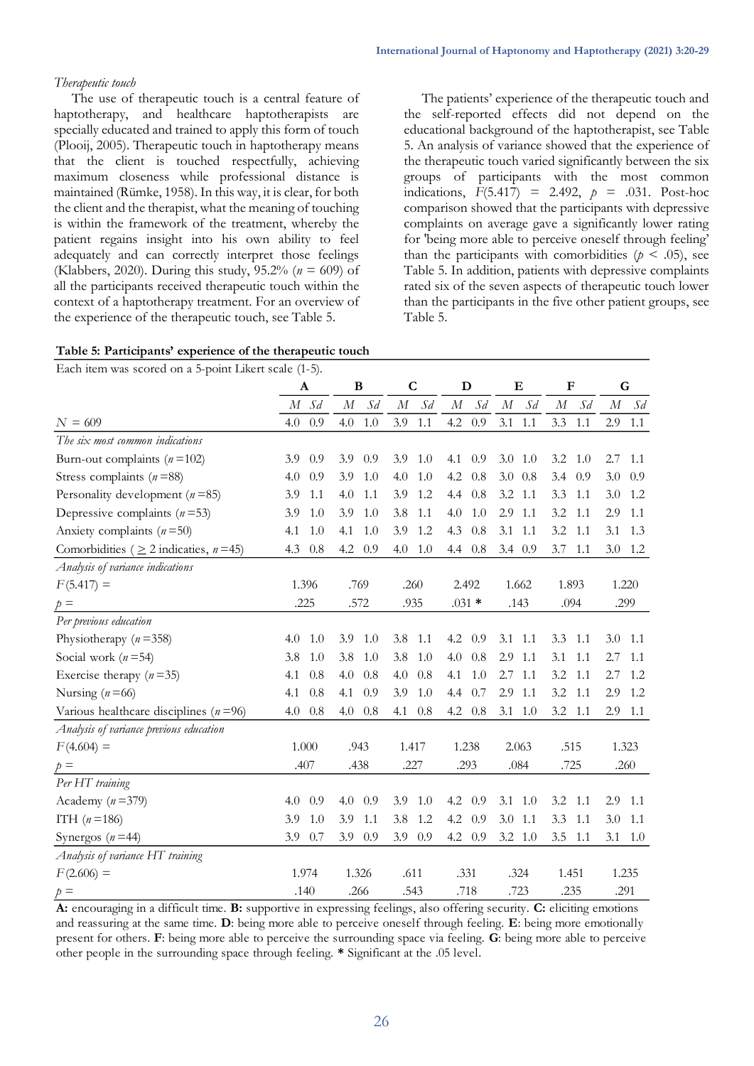*Therapeutic touch*

The use of therapeutic touch is a central feature of haptotherapy, and healthcare haptotherapists are specially educated and trained to apply this form of touch (Plooij, 2005). Therapeutic touch in haptotherapy means that the client is touched respectfully, achieving maximum closeness while professional distance is maintained (Rümke, 1958). In this way, it is clear, for both the client and the therapist, what the meaning of touching is within the framework of the treatment, whereby the patient regains insight into his own ability to feel adequately and can correctly interpret those feelings (Klabbers, 2020). During this study, 95.2% ($n$ = 609) of all the participants received therapeutic touch within the context of a haptotherapy treatment. For an overview of the experience of the therapeutic touch, see Table 5.

The patients' experience of the therapeutic touch and the self-reported effects did not depend on the educational background of the haptotherapist, see Table 5. An analysis of variance showed that the experience of the therapeutic touch varied significantly between the six groups of participants with the most common indications, $F(5.417)$ = 2.492, $p$ = .031. Post-hoc comparison showed that the participants with depressive complaints on average gave a significantly lower rating for 'being more able to perceive oneself through feeling' than the participants with comorbidities ($p$ < .05), see Table 5. In addition, patients with depressive complaints rated six of the seven aspects of therapeutic touch lower than the participants in the five other patient groups, see Table 5.

**Table 5: Participants' experience of the therapeutic touch**

Each item was scored on a 5-point Likert scale (1-5).

| | A | | B | | C | | D | | E | | F | | G | |
|---|---|---|---|---|---|---|---|---|---|---|---|---|---|---|
| | *M* | *Sd* | *M* | *Sd* | *M* | *Sd* | *M* | *Sd* | *M* | *Sd* | *M* | *Sd* | *M* | *Sd* |
| $N$ = 609 | 4.0 | 0.9 | 4.0 | 1.0 | 3.9 | 1.1 | 4.2 | 0.9 | 3.1 | 1.1 | 3.3 | 1.1 | 2.9 | 1.1 |
| *The six most common indications* | | | | | | | | | | | | | | |
| Burn-out complaints ($n$ =102) | 3.9 | 0.9 | 3.9 | 0.9 | 3.9 | 1.0 | 4.1 | 0.9 | 3.0 | 1.0 | 3.2 | 1.0 | 2.7 | 1.1 |
| Stress complaints ($n$ =88) | 4.0 | 0.9 | 3.9 | 1.0 | 4.0 | 1.0 | 4.2 | 0.8 | 3.0 | 0.8 | 3.4 | 0.9 | 3.0 | 0.9 |
| Personality development ($n$ =85) | 3.9 | 1.1 | 4.0 | 1.1 | 3.9 | 1.2 | 4.4 | 0.8 | 3.2 | 1.1 | 3.3 | 1.1 | 3.0 | 1.2 |
| Depressive complaints ($n$ =53) | 3.9 | 1.0 | 3.9 | 1.0 | 3.8 | 1.1 | 4.0 | 1.0 | 2.9 | 1.1 | 3.2 | 1.1 | 2.9 | 1.1 |
| Anxiety complaints ($n$ =50) | 4.1 | 1.0 | 4.1 | 1.0 | 3.9 | 1.2 | 4.3 | 0.8 | 3.1 | 1.1 | 3.2 | 1.1 | 3.1 | 1.3 |
| Comorbidities ( $\geq$ 2 indicaties, $n$ =45) | 4.3 | 0.8 | 4.2 | 0.9 | 4.0 | 1.0 | 4.4 | 0.8 | 3.4 | 0.9 | 3.7 | 1.1 | 3.0 | 1.2 |
| *Analysis of variance indications* | | | | | | | | | | | | | | |
| $F(5.417)$ = | 1.396 | | .769 | | .260 | | 2.492 | | 1.662 | | 1.893 | | 1.220 | |
| $p$ = | .225 | | .572 | | .935 | | .031 * | | .143 | | .094 | | .299 | |
| *Per previous education* | | | | | | | | | | | | | | |
| Physiotherapy ($n$ =358) | 4.0 | 1.0 | 3.9 | 1.0 | 3.8 | 1.1 | 4.2 | 0.9 | 3.1 | 1.1 | 3.3 | 1.1 | 3.0 | 1.1 |
| Social work ($n$ =54) | 3.8 | 1.0 | 3.8 | 1.0 | 3.8 | 1.0 | 4.0 | 0.8 | 2.9 | 1.1 | 3.1 | 1.1 | 2.7 | 1.1 |
| Exercise therapy ($n$ =35) | 4.1 | 0.8 | 4.0 | 0.8 | 4.0 | 0.8 | 4.1 | 1.0 | 2.7 | 1.1 | 3.2 | 1.1 | 2.7 | 1.2 |
| Nursing ($n$ =66) | 4.1 | 0.8 | 4.1 | 0.9 | 3.9 | 1.0 | 4.4 | 0.7 | 2.9 | 1.1 | 3.2 | 1.1 | 2.9 | 1.2 |
| Various healthcare disciplines ($n$ =96) | 4.0 | 0.8 | 4.0 | 0.8 | 4.1 | 0.8 | 4.2 | 0.8 | 3.1 | 1.0 | 3.2 | 1.1 | 2.9 | 1.1 |
| *Analysis of variance previous education* | | | | | | | | | | | | | | |
| $F(4.604)$ = | 1.000 | | .943 | | 1.417 | | 1.238 | | 2.063 | | .515 | | 1.323 | |
| $p$ = | .407 | | .438 | | .227 | | .293 | | .084 | | .725 | | .260 | |
| *Per HT training* | | | | | | | | | | | | | | |
| Academy ($n$ =379) | 4.0 | 0.9 | 4.0 | 0.9 | 3.9 | 1.0 | 4.2 | 0.9 | 3.1 | 1.0 | 3.2 | 1.1 | 2.9 | 1.1 |
| ITH ($n$ =186) | 3.9 | 1.0 | 3.9 | 1.1 | 3.8 | 1.2 | 4.2 | 0.9 | 3.0 | 1.1 | 3.3 | 1.1 | 3.0 | 1.1 |
| Synergos ($n$ =44) | 3.9 | 0.7 | 3.9 | 0.9 | 3.9 | 0.9 | 4.2 | 0.9 | 3.2 | 1.0 | 3.5 | 1.1 | 3.1 | 1.0 |
| *Analysis of variance HT training* | | | | | | | | | | | | | | |
| $F(2.606)$ = | 1.974 | | 1.326 | | .611 | | .331 | | .324 | | 1.451 | | 1.235 | |
| $p$ = | .140 | | .266 | | .543 | | .718 | | .723 | | .235 | | .291 | |

**A:** encouraging in a difficult time. **B:** supportive in expressing feelings, also offering security. **C:** eliciting emotions and reassuring at the same time. **D**: being more able to perceive oneself through feeling. **E**: being more emotionally present for others. **F**: being more able to perceive the surrounding space via feeling. **G**: being more able to perceive other people in the surrounding space through feeling. **\*** Significant at the .05 level.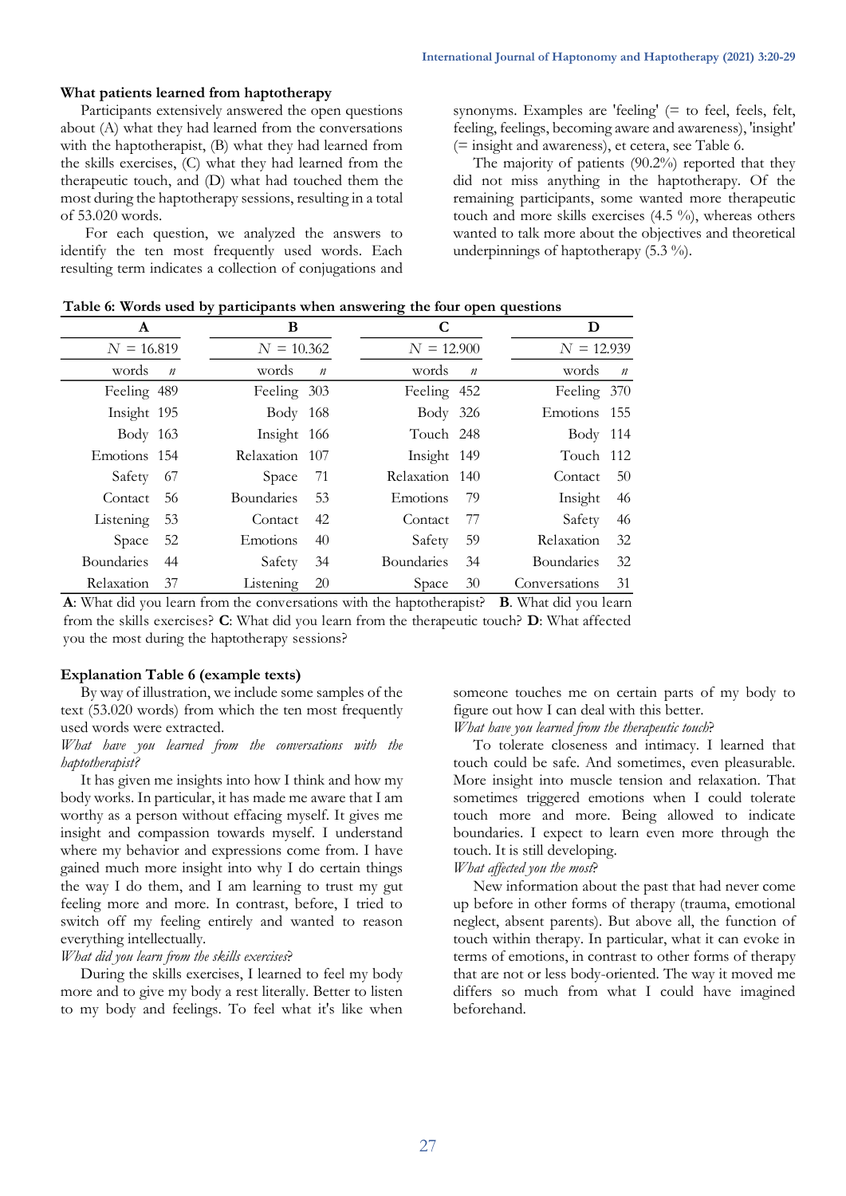### What patients learned from haptotherapy

Participants extensively answered the open questions about (A) what they had learned from the conversations with the haptotherapist, (B) what they had learned from the skills exercises, (C) what they had learned from the therapeutic touch, and (D) what had touched them the most during the haptotherapy sessions, resulting in a total of 53.020 words.

For each question, we analyzed the answers to identify the ten most frequently used words. Each resulting term indicates a collection of conjugations and synonyms. Examples are 'feeling' (= to feel, feels, felt, feeling, feelings, becoming aware and awareness), 'insight' (= insight and awareness), et cetera, see Table 6.

The majority of patients (90.2%) reported that they did not miss anything in the haptotherapy. Of the remaining participants, some wanted more therapeutic touch and more skills exercises (4.5 %), whereas others wanted to talk more about the objectives and theoretical underpinnings of haptotherapy (5.3 %).

**Table 6: Words used by participants when answering the four open questions**

| A | | B | | C | | D | |
|---|---|---|---|---|---|---|---|
| *N* = 16.819 | | *N* = 10.362 | | *N* = 12.900 | | *N* = 12.939 | |
| words | *n* | words | *n* | words | *n* | words | *n* |
| Feeling | 489 | Feeling | 303 | Feeling | 452 | Feeling | 370 |
| Insight | 195 | Body | 168 | Body | 326 | Emotions | 155 |
| Body | 163 | Insight | 166 | Touch | 248 | Body | 114 |
| Emotions | 154 | Relaxation | 107 | Insight | 149 | Touch | 112 |
| Safety | 67 | Space | 71 | Relaxation | 140 | Contact | 50 |
| Contact | 56 | Boundaries | 53 | Emotions | 79 | Insight | 46 |
| Listening | 53 | Contact | 42 | Contact | 77 | Safety | 46 |
| Space | 52 | Emotions | 40 | Safety | 59 | Relaxation | 32 |
| Boundaries | 44 | Safety | 34 | Boundaries | 34 | Boundaries | 32 |
| Relaxation | 37 | Listening | 20 | Space | 30 | Conversations | 31 |

**A**: What did you learn from the conversations with the haptotherapist? **B**. What did you learn from the skills exercises? **C**: What did you learn from the therapeutic touch? **D**: What affected you the most during the haptotherapy sessions?

### Explanation Table 6 (example texts)

By way of illustration, we include some samples of the text (53.020 words) from which the ten most frequently used words were extracted.

*What have you learned from the conversations with the haptotherapist?*

It has given me insights into how I think and how my body works. In particular, it has made me aware that I am worthy as a person without effacing myself. It gives me insight and compassion towards myself. I understand where my behavior and expressions come from. I have gained much more insight into why I do certain things the way I do them, and I am learning to trust my gut feeling more and more. In contrast, before, I tried to switch off my feeling entirely and wanted to reason everything intellectually.

*What did you learn from the skills exercises?*

During the skills exercises, I learned to feel my body more and to give my body a rest literally. Better to listen to my body and feelings. To feel what it's like when someone touches me on certain parts of my body to figure out how I can deal with this better.

*What have you learned from the therapeutic touch?*

To tolerate closeness and intimacy. I learned that touch could be safe. And sometimes, even pleasurable. More insight into muscle tension and relaxation. That sometimes triggered emotions when I could tolerate touch more and more. Being allowed to indicate boundaries. I expect to learn even more through the touch. It is still developing.

*What affected you the most?*

New information about the past that had never come up before in other forms of therapy (trauma, emotional neglect, absent parents). But above all, the function of touch within therapy. In particular, what it can evoke in terms of emotions, in contrast to other forms of therapy that are not or less body-oriented. The way it moved me differs so much from what I could have imagined beforehand.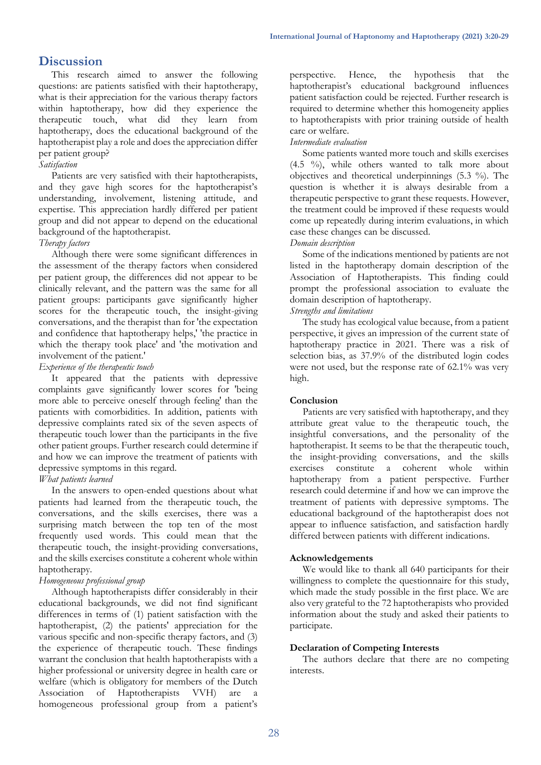## Discussion

This research aimed to answer the following questions: are patients satisfied with their haptotherapy, what is their appreciation for the various therapy factors within haptotherapy, how did they experience the therapeutic touch, what did they learn from haptotherapy, does the educational background of the haptotherapist play a role and does the appreciation differ per patient group?

*Satisfaction*

Patients are very satisfied with their haptotherapists, and they gave high scores for the haptotherapist's understanding, involvement, listening attitude, and expertise. This appreciation hardly differed per patient group and did not appear to depend on the educational background of the haptotherapist.

*Therapy factors*

Although there were some significant differences in the assessment of the therapy factors when considered per patient group, the differences did not appear to be clinically relevant, and the pattern was the same for all patient groups: participants gave significantly higher scores for the therapeutic touch, the insight-giving conversations, and the therapist than for 'the expectation and confidence that haptotherapy helps,' 'the practice in which the therapy took place' and 'the motivation and involvement of the patient.'

*Experience of the therapeutic touch*

It appeared that the patients with depressive complaints gave significantly lower scores for 'being more able to perceive oneself through feeling' than the patients with comorbidities. In addition, patients with depressive complaints rated six of the seven aspects of therapeutic touch lower than the participants in the five other patient groups. Further research could determine if and how we can improve the treatment of patients with depressive symptoms in this regard.

*What patients learned*

In the answers to open-ended questions about what patients had learned from the therapeutic touch, the conversations, and the skills exercises, there was a surprising match between the top ten of the most frequently used words. This could mean that the therapeutic touch, the insight-providing conversations, and the skills exercises constitute a coherent whole within haptotherapy.

*Homogeneous professional group*

Although haptotherapists differ considerably in their educational backgrounds, we did not find significant differences in terms of (1) patient satisfaction with the haptotherapist, (2) the patients' appreciation for the various specific and non-specific therapy factors, and (3) the experience of therapeutic touch. These findings warrant the conclusion that health haptotherapists with a higher professional or university degree in health care or welfare (which is obligatory for members of the Dutch Association of Haptotherapists VVH) are a homogeneous professional group from a patient's perspective. Hence, the hypothesis that the haptotherapist's educational background influences patient satisfaction could be rejected. Further research is required to determine whether this homogeneity applies to haptotherapists with prior training outside of health care or welfare.

*Intermediate evaluation*

Some patients wanted more touch and skills exercises (4.5 %), while others wanted to talk more about objectives and theoretical underpinnings (5.3 %). The question is whether it is always desirable from a therapeutic perspective to grant these requests. However, the treatment could be improved if these requests would come up repeatedly during interim evaluations, in which case these changes can be discussed.

*Domain description*

Some of the indications mentioned by patients are not listed in the haptotherapy domain description of the Association of Haptotherapists. This finding could prompt the professional association to evaluate the domain description of haptotherapy.

*Strengths and limitations*

The study has ecological value because, from a patient perspective, it gives an impression of the current state of haptotherapy practice in 2021. There was a risk of selection bias, as 37.9% of the distributed login codes were not used, but the response rate of 62.1% was very high.

## Conclusion

Patients are very satisfied with haptotherapy, and they attribute great value to the therapeutic touch, the insightful conversations, and the personality of the haptotherapist. It seems to be that the therapeutic touch, the insight-providing conversations, and the skills exercises constitute a coherent whole within haptotherapy from a patient perspective. Further research could determine if and how we can improve the treatment of patients with depressive symptoms. The educational background of the haptotherapist does not appear to influence satisfaction, and satisfaction hardly differed between patients with different indications.

## Acknowledgements

We would like to thank all 640 participants for their willingness to complete the questionnaire for this study, which made the study possible in the first place. We are also very grateful to the 72 haptotherapists who provided information about the study and asked their patients to participate.

## Declaration of Competing Interests

The authors declare that there are no competing interests.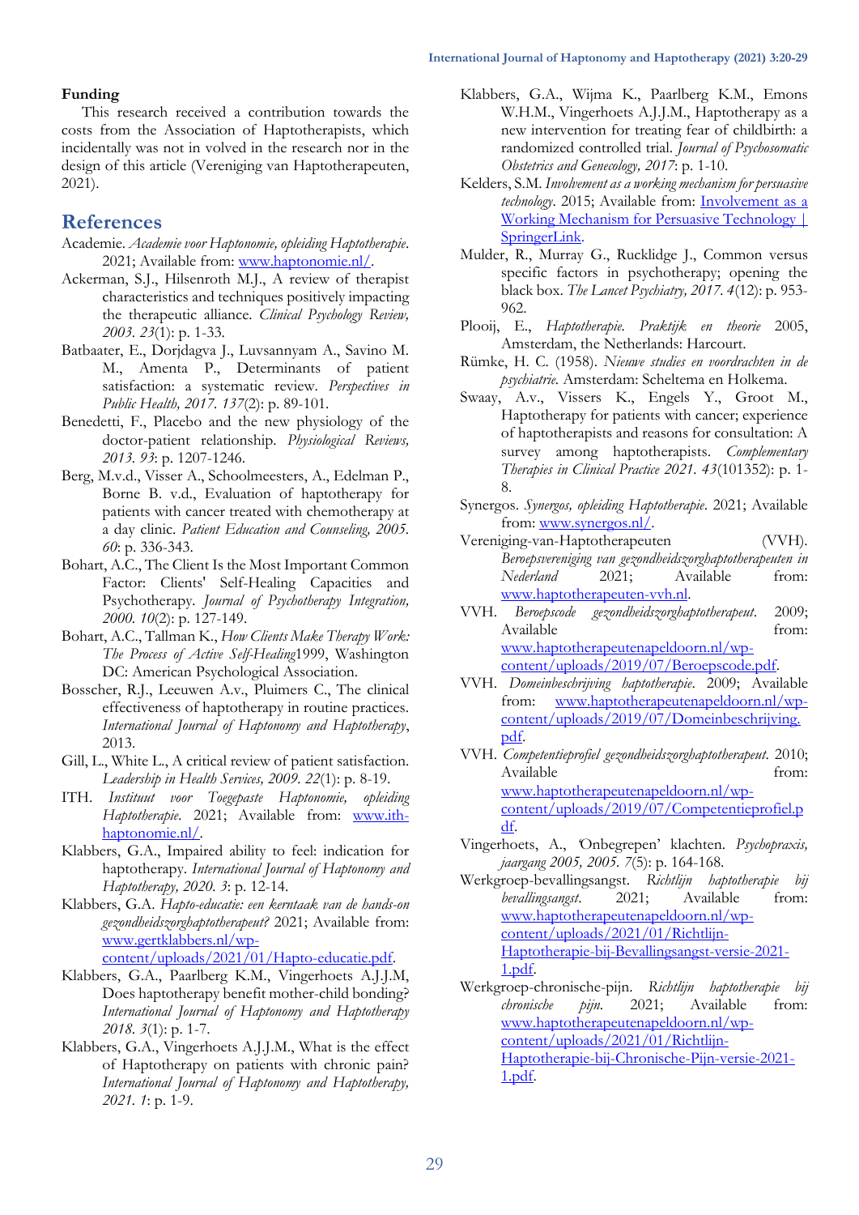**Funding**

This research received a contribution towards the costs from the Association of Haptotherapists, which incidentally was not in volved in the research nor in the design of this article (Vereniging van Haptotherapeuten, 2021).

## References

Academie. *Academie voor Haptonomie, opleiding Haptotherapie*. 2021; Available from: www.haptonomie.nl/.

Ackerman, S.J., Hilsenroth M.J., A review of therapist characteristics and techniques positively impacting the therapeutic alliance. *Clinical Psychology Review, 2003. 23*(1): p. 1-33.

Batbaater, E., Dorjdagva J., Luvsannyam A., Savino M. M., Amenta P., Determinants of patient satisfaction: a systematic review. *Perspectives in Public Health, 2017. 137*(2): p. 89-101.

Benedetti, F., Placebo and the new physiology of the doctor-patient relationship. *Physiological Reviews, 2013. 93*: p. 1207-1246.

Berg, M.v.d., Visser A., Schoolmeesters, A., Edelman P., Borne B. v.d., Evaluation of haptotherapy for patients with cancer treated with chemotherapy at a day clinic. *Patient Education and Counseling, 2005. 60*: p. 336-343.

Bohart, A.C., The Client Is the Most Important Common Factor: Clients' Self-Healing Capacities and Psychotherapy. *Journal of Psychotherapy Integration, 2000. 10*(2): p. 127-149.

Bohart, A.C., Tallman K., *How Clients Make Therapy Work: The Process of Active Self-Healing*1999, Washington DC: American Psychological Association.

Bosscher, R.J., Leeuwen A.v., Pluimers C., The clinical effectiveness of haptotherapy in routine practices. *International Journal of Haptonomy and Haptotherapy*, 2013.

Gill, L., White L., A critical review of patient satisfaction. *Leadership in Health Services, 2009. 22*(1): p. 8-19.

ITH. *Instituut voor Toegepaste Haptonomie, opleiding Haptotherapie*. 2021; Available from: www.ith-haptonomie.nl/.

Klabbers, G.A., Impaired ability to feel: indication for haptotherapy. *International Journal of Haptonomy and Haptotherapy, 2020. 3*: p. 12-14.

Klabbers, G.A. *Hapto-educatie: een kerntaak van de hands-on gezondheidszorghaptotherapeut?* 2021; Available from: www.gertklabbers.nl/wp-content/uploads/2021/01/Hapto-educatie.pdf.

Klabbers, G.A., Paarlberg K.M., Vingerhoets A.J.J.M, Does haptotherapy benefit mother-child bonding? *International Journal of Haptonomy and Haptotherapy 2018. 3*(1): p. 1-7.

Klabbers, G.A., Vingerhoets A.J.J.M., What is the effect of Haptotherapy on patients with chronic pain? *International Journal of Haptonomy and Haptotherapy, 2021. 1*: p. 1-9.

Klabbers, G.A., Wijma K., Paarlberg K.M., Emons W.H.M., Vingerhoets A.J.J.M., Haptotherapy as a new intervention for treating fear of childbirth: a randomized controlled trial. *Journal of Psychosomatic Obstetrics and Genecology, 2017*: p. 1-10.

Kelders, S.M. *Involvement as a working mechanism for persuasive technology*. 2015; Available from: Involvement as a Working Mechanism for Persuasive Technology | SpringerLink.

Mulder, R., Murray G., Rucklidge J., Common versus specific factors in psychotherapy; opening the black box. *The Lancet Psychiatry, 2017. 4*(12): p. 953-962.

Plooij, E., *Haptotherapie. Praktijk en theorie* 2005, Amsterdam, the Netherlands: Harcourt.

Rümke, H. C. (1958). *Nieuwe studies en voordrachten in de psychiatrie.* Amsterdam: Scheltema en Holkema.

Swaay, A.v., Vissers K., Engels Y., Groot M., Haptotherapy for patients with cancer; experience of haptotherapists and reasons for consultation: A survey among haptotherapists. *Complementary Therapies in Clinical Practice 2021. 43*(101352): p. 1-8.

Synergos. *Synergos, opleiding Haptotherapie*. 2021; Available from: www.synergos.nl/.

Vereniging-van-Haptotherapeuten (VVH). *Beroepsvereniging van gezondheidszorghaptotherapeuten in Nederland* 2021; Available from: www.haptotherapeuten-vvh.nl.

VVH. *Beroepscode gezondheidszorghaptotherapeut*. 2009; Available from: www.haptotherapeutenapeldoorn.nl/wp-content/uploads/2019/07/Beroepscode.pdf.

VVH. *Domeinbeschrijving haptotherapie*. 2009; Available from: www.haptotherapeutenapeldoorn.nl/wp-content/uploads/2019/07/Domeinbeschrijving.pdf.

VVH. *Competentieprofiel gezondheidszorghaptotherapeut*. 2010; Available from: www.haptotherapeutenapeldoorn.nl/wp-content/uploads/2019/07/Competentieprofiel.pdf.

Vingerhoets, A., 'Onbegrepen' klachten. *Psychopraxis, jaargang 2005, 2005. 7*(5): p. 164-168.

Werkgroep-bevallingsangst. *Richtlijn haptotherapie bij bevallingsangst*. 2021; Available from: www.haptotherapeutenapeldoorn.nl/wp-content/uploads/2021/01/Richtlijn-Haptotherapie-bij-Bevallingsangst-versie-2021-1.pdf.

Werkgroep-chronische-pijn. *Richtlijn haptotherapie bij chronische pijn.* 2021; Available from: www.haptotherapeutenapeldoorn.nl/wp-content/uploads/2021/01/Richtlijn-Haptotherapie-bij-Chronische-Pijn-versie-2021-1.pdf.